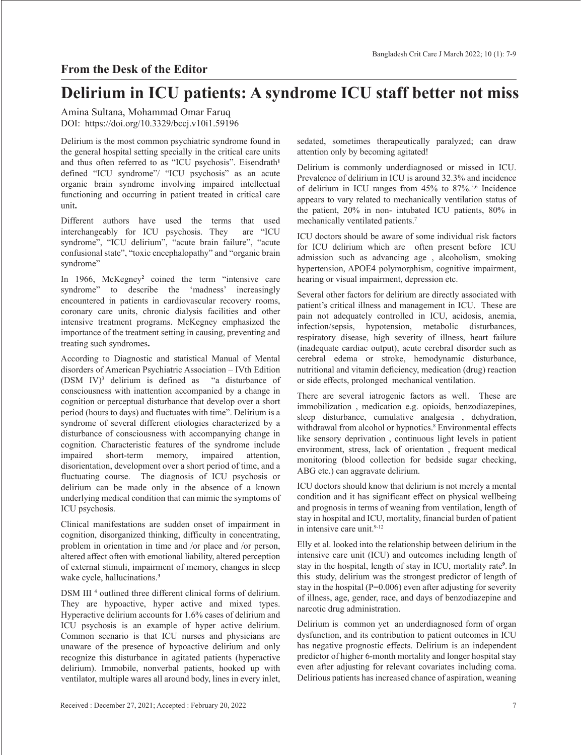## From the Desk of the Editor

# Delirium in ICU patients: A syndrome ICU staff better not miss

Amina Sultana, Mohammad Omar Faruq

DOI: https://doi.org/10.3329/bccj.v10i1.59196

Delirium is the most common psychiatric syndrome found in the general hospital setting specially in the critical care units and thus often referred to as "ICU psychosis". Eisendrath[1] defined "ICU syndrome"/ "ICU psychosis" as an acute organic brain syndrome involving impaired intellectual functioning and occurring in patient treated in critical care unit**.**

Different authors have used the terms that used interchangeably for ICU psychosis. They are "ICU syndrome", "ICU delirium", "acute brain failure", "acute confusional state", "toxic encephalopathy" and "organic brain syndrome"

In 1966, McKegney[2] coined the term "intensive care syndrome" to describe the 'madness' increasingly encountered in patients in cardiovascular recovery rooms, coronary care units, chronic dialysis facilities and other intensive treatment programs. McKegney emphasized the importance of the treatment setting in causing, preventing and treating such syndromes**.**

According to Diagnostic and statistical Manual of Mental disorders of American Psychiatric Association – IVth Edition (DSM IV)[3] delirium is defined as "a disturbance of consciousness with inattention accompanied by a change in cognition or perceptual disturbance that develop over a short period (hours to days) and fluctuates with time". Delirium is a syndrome of several different etiologies characterized by a disturbance of consciousness with accompanying change in cognition. Characteristic features of the syndrome include impaired short-term memory, impaired attention, disorientation, development over a short period of time, and a fluctuating course. The diagnosis of ICU psychosis or delirium can be made only in the absence of a known underlying medical condition that can mimic the symptoms of ICU psychosis.

Clinical manifestations are sudden onset of impairment in cognition, disorganized thinking, difficulty in concentrating, problem in orientation in time and /or place and /or person, altered affect often with emotional liability, altered perception of external stimuli, impairment of memory, changes in sleep wake cycle, hallucinations.[3]

DSM III [4] outlined three different clinical forms of delirium. They are hypoactive, hyper active and mixed types. Hyperactive delirium accounts for 1.6% cases of delirium and ICU psychosis is an example of hyper active delirium. Common scenario is that ICU nurses and physicians are unaware of the presence of hypoactive delirium and only recognize this disturbance in agitated patients (hyperactive delirium). Immobile, nonverbal patients, hooked up with ventilator, multiple wares all around body, lines in every inlet, sedated, sometimes therapeutically paralyzed; can draw attention only by becoming agitated!

Delirium is commonly underdiagnosed or missed in ICU. Prevalence of delirium in ICU is around 32.3% and incidence of delirium in ICU ranges from 45% to 87%.[5,6] Incidence appears to vary related to mechanically ventilation status of the patient, 20% in non- intubated ICU patients, 80% in mechanically ventilated patients.[7]

ICU doctors should be aware of some individual risk factors for ICU delirium which are often present before ICU admission such as advancing age , alcoholism, smoking hypertension, APOE4 polymorphism, cognitive impairment, hearing or visual impairment, depression etc.

Several other factors for delirium are directly associated with patient's critical illness and management in ICU. These are pain not adequately controlled in ICU, acidosis, anemia, infection/sepsis, hypotension, metabolic disturbances, respiratory disease, high severity of illness, heart failure (inadequate cardiac output), acute cerebral disorder such as cerebral edema or stroke, hemodynamic disturbance, nutritional and vitamin deficiency, medication (drug) reaction or side effects, prolonged mechanical ventilation.

There are several iatrogenic factors as well. These are immobilization , medication e.g. opioids, benzodiazepines, sleep disturbance, cumulative analgesia , dehydration, withdrawal from alcohol or hypnotics.[8] Environmental effects like sensory deprivation , continuous light levels in patient environment, stress, lack of orientation , frequent medical monitoring (blood collection for bedside sugar checking, ABG etc.) can aggravate delirium.

ICU doctors should know that delirium is not merely a mental condition and it has significant effect on physical wellbeing and prognosis in terms of weaning from ventilation, length of stay in hospital and ICU, mortality, financial burden of patient in intensive care unit.[9-12]

Elly et al. looked into the relationship between delirium in the intensive care unit (ICU) and outcomes including length of stay in the hospital, length of stay in ICU, mortality rate[9]. In this study, delirium was the strongest predictor of length of stay in the hospital (P=0.006) even after adjusting for severity of illness, age, gender, race, and days of benzodiazepine and narcotic drug administration.

Delirium is common yet an underdiagnosed form of organ dysfunction, and its contribution to patient outcomes in ICU has negative prognostic effects. Delirium is an independent predictor of higher 6-month mortality and longer hospital stay even after adjusting for relevant covariates including coma. Delirious patients has increased chance of aspiration, weaning

Received : December 27, 2021; Accepted : February 20, 2022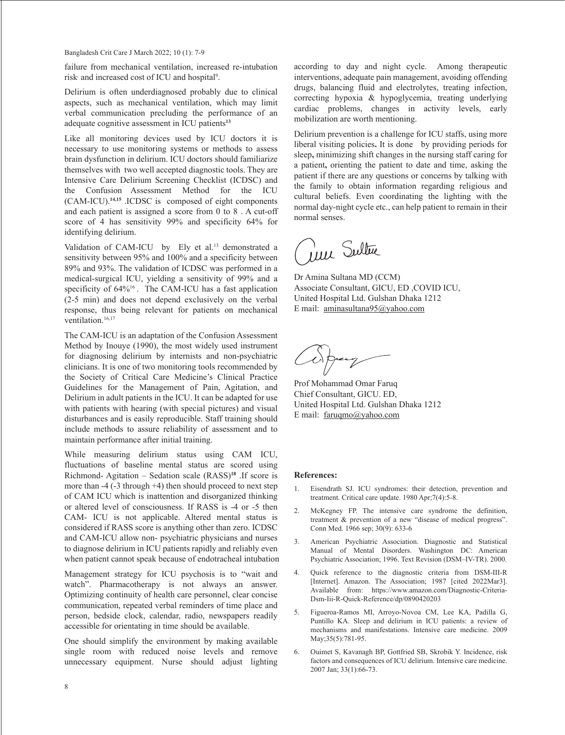failure from mechanical ventilation, increased re-intubation risk. and increased cost of ICU and hospital[9].

Delirium is often underdiagnosed probably due to clinical aspects, such as mechanical ventilation, which may limit verbal communication precluding the performance of an adequate cognitive assessment in ICU patients[13]

Like all monitoring devices used by ICU doctors it is necessary to use monitoring systems or methods to assess brain dysfunction in delirium. ICU doctors should familiarize themselves with two well accepted diagnostic tools. They are Intensive Care Delirium Screening Checklist (ICDSC) and the Confusion Assessment Method for the ICU (CAM-ICU).[14,15] .ICDSC is composed of eight components and each patient is assigned a score from 0 to 8 . A cut-off score of 4 has sensitivity 99% and specificity 64% for identifying delirium.

Validation of CAM-ICU by Ely et al.[13] demonstrated a sensitivity between 95% and 100% and a specificity between 89% and 93%. The validation of ICDSC was performed in a medical-surgical ICU, yielding a sensitivity of 99% and a specificity of 64%[16] . The CAM-ICU has a fast application (2-5 min) and does not depend exclusively on the verbal response, thus being relevant for patients on mechanical ventilation.[16,17]

The CAM-ICU is an adaptation of the Confusion Assessment Method by Inouye (1990), the most widely used instrument for diagnosing delirium by internists and non-psychiatric clinicians. It is one of two monitoring tools recommended by the Society of Critical Care Medicine's Clinical Practice Guidelines for the Management of Pain, Agitation, and Delirium in adult patients in the ICU. It can be adapted for use with patients with hearing (with special pictures) and visual disturbances and is easily reproducible. Staff training should include methods to assure reliability of assessment and to maintain performance after initial training.

While measuring delirium status using CAM ICU, fluctuations of baseline mental status are scored using Richmond- Agitation – Sedation scale (RASS)[18] .If score is more than -4 (-3 through +4) then should proceed to next step of CAM ICU which is inattention and disorganized thinking or altered level of consciousness. If RASS is -4 or -5 then CAM- ICU is not applicable. Altered mental status is considered if RASS score is anything other than zero. ICDSC and CAM-ICU allow non- psychiatric physicians and nurses to diagnose delirium in ICU patients rapidly and reliably even when patient cannot speak because of endotracheal intubation

Management strategy for ICU psychosis is to "wait and watch". Pharmacotherapy is not always an answer. Optimizing continuity of health care personnel, clear concise communication, repeated verbal reminders of time place and person, bedside clock, calendar, radio, newspapers readily accessible for orientating in time should be available.

One should simplify the environment by making available single room with reduced noise levels and remove unnecessary equipment. Nurse should adjust lighting according to day and night cycle. Among therapeutic interventions, adequate pain management, avoiding offending drugs, balancing fluid and electrolytes, treating infection, correcting hypoxia & hypoglycemia, treating underlying cardiac problems, changes in activity levels, early mobilization are worth mentioning.

Delirium prevention is a challenge for ICU staffs, using more liberal visiting policies**.** It is done by providing periods for sleep**,** minimizing shift changes in the nursing staff caring for a patient**,** orienting the patient to date and time, asking the patient if there are any questions or concerns by talking with the family to obtain information regarding religious and cultural beliefs. Even coordinating the lighting with the normal day-night cycle etc., can help patient to remain in their normal senses.

Dr Amina Sultana MD (CCM)
Associate Consultant, GICU, ED ,COVID ICU,
United Hospital Ltd. Gulshan Dhaka 1212
E mail: aminasultana95@yahoo.com

Prof Mohammad Omar Faruq
Chief Consultant, GICU. ED,
United Hospital Ltd. Gulshan Dhaka 1212
E mail: faruqmo@yahoo.com

**References:**

1. Eisendrath SJ. ICU syndromes: their detection, prevention and treatment. Critical care update. 1980 Apr;7(4):5-8.
2. McKegney FP. The intensive care syndrome the definition, treatment & prevention of a new "disease of medical progress". Conn Med. 1966 sep; 30(9): 633-6
3. American Psychiatric Association. Diagnostic and Statistical Manual of Mental Disorders. Washington DC: American Psychiatric Association; 1996. Text Revision (DSM–IV-TR). 2000.
4. Quick reference to the diagnostic criteria from DSM-III-R [Internet]. Amazon. The Association; 1987 [cited 2022Mar3]. Available from: https://www.amazon.com/Diagnostic-Criteria-Dsm-Iii-R-Quick-Reference/dp/0890420203
5. Figueroa-Ramos MI, Arroyo-Novoa CM, Lee KA, Padilla G, Puntillo KA. Sleep and delirium in ICU patients: a review of mechanisms and manifestations. Intensive care medicine. 2009 May;35(5):781-95.
6. Ouimet S, Kavanagh BP, Gottfried SB, Skrobik Y. Incidence, risk factors and consequences of ICU delirium. Intensive care medicine. 2007 Jan; 33(1):66-73.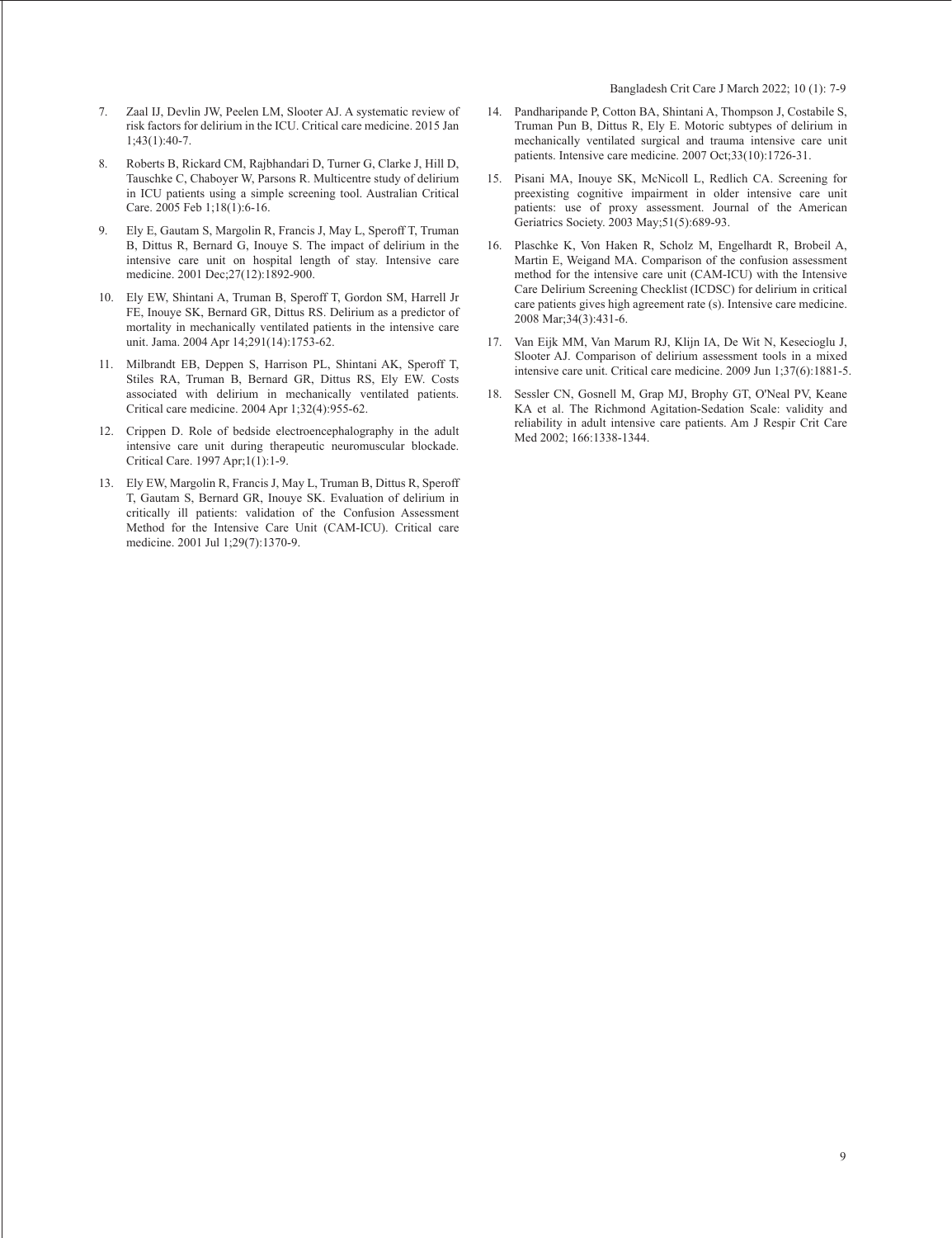7. Zaal IJ, Devlin JW, Peelen LM, Slooter AJ. A systematic review of risk factors for delirium in the ICU. Critical care medicine. 2015 Jan 1;43(1):40-7.

8. Roberts B, Rickard CM, Rajbhandari D, Turner G, Clarke J, Hill D, Tauschke C, Chaboyer W, Parsons R. Multicentre study of delirium in ICU patients using a simple screening tool. Australian Critical Care. 2005 Feb 1;18(1):6-16.

9. Ely E, Gautam S, Margolin R, Francis J, May L, Speroff T, Truman B, Dittus R, Bernard G, Inouye S. The impact of delirium in the intensive care unit on hospital length of stay. Intensive care medicine. 2001 Dec;27(12):1892-900.

10. Ely EW, Shintani A, Truman B, Speroff T, Gordon SM, Harrell Jr FE, Inouye SK, Bernard GR, Dittus RS. Delirium as a predictor of mortality in mechanically ventilated patients in the intensive care unit. Jama. 2004 Apr 14;291(14):1753-62.

11. Milbrandt EB, Deppen S, Harrison PL, Shintani AK, Speroff T, Stiles RA, Truman B, Bernard GR, Dittus RS, Ely EW. Costs associated with delirium in mechanically ventilated patients. Critical care medicine. 2004 Apr 1;32(4):955-62.

12. Crippen D. Role of bedside electroencephalography in the adult intensive care unit during therapeutic neuromuscular blockade. Critical Care. 1997 Apr;1(1):1-9.

13. Ely EW, Margolin R, Francis J, May L, Truman B, Dittus R, Speroff T, Gautam S, Bernard GR, Inouye SK. Evaluation of delirium in critically ill patients: validation of the Confusion Assessment Method for the Intensive Care Unit (CAM-ICU). Critical care medicine. 2001 Jul 1;29(7):1370-9.

14. Pandharipande P, Cotton BA, Shintani A, Thompson J, Costabile S, Truman Pun B, Dittus R, Ely E. Motoric subtypes of delirium in mechanically ventilated surgical and trauma intensive care unit patients. Intensive care medicine. 2007 Oct;33(10):1726-31.

15. Pisani MA, Inouye SK, McNicoll L, Redlich CA. Screening for preexisting cognitive impairment in older intensive care unit patients: use of proxy assessment. Journal of the American Geriatrics Society. 2003 May;51(5):689-93.

16. Plaschke K, Von Haken R, Scholz M, Engelhardt R, Brobeil A, Martin E, Weigand MA. Comparison of the confusion assessment method for the intensive care unit (CAM-ICU) with the Intensive Care Delirium Screening Checklist (ICDSC) for delirium in critical care patients gives high agreement rate (s). Intensive care medicine. 2008 Mar;34(3):431-6.

17. Van Eijk MM, Van Marum RJ, Klijn IA, De Wit N, Kesecioglu J, Slooter AJ. Comparison of delirium assessment tools in a mixed intensive care unit. Critical care medicine. 2009 Jun 1;37(6):1881-5.

18. Sessler CN, Gosnell M, Grap MJ, Brophy GT, O'Neal PV, Keane KA et al. The Richmond Agitation-Sedation Scale: validity and reliability in adult intensive care patients. Am J Respir Crit Care Med 2002; 166:1338-1344.